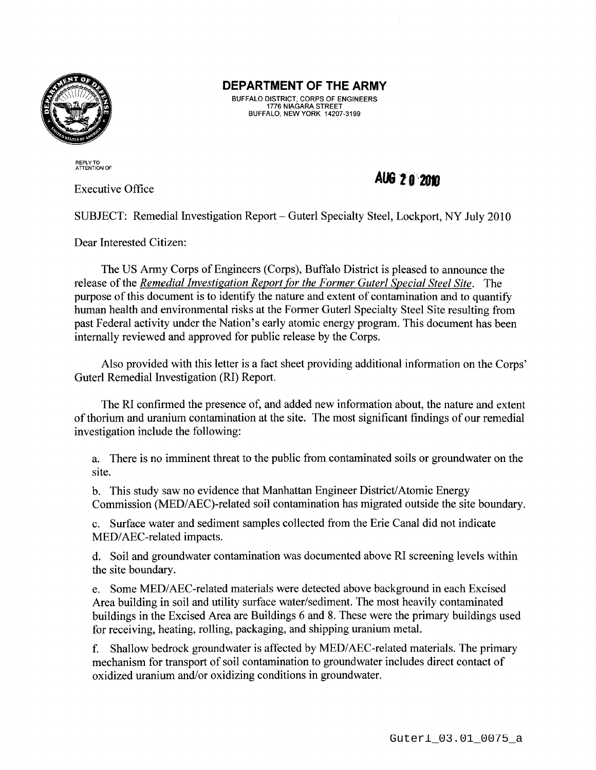**DEPARTMENT OF THE ARMY**
BUFFALO DISTRICT, CORPS OF ENGINEERS
1776 NIAGARA STREET
BUFFALO, NEW YORK 14207-3199

REPLY TO
ATTENTION OF

Executive Office

AUG 20 2010

SUBJECT: Remedial Investigation Report – Guterl Specialty Steel, Lockport, NY July 2010

Dear Interested Citizen:

The US Army Corps of Engineers (Corps), Buffalo District is pleased to announce the release of the *Remedial Investigation Report for the Former Guterl Special Steel Site*. The purpose of this document is to identify the nature and extent of contamination and to quantify human health and environmental risks at the Former Guterl Specialty Steel Site resulting from past Federal activity under the Nation's early atomic energy program. This document has been internally reviewed and approved for public release by the Corps.

Also provided with this letter is a fact sheet providing additional information on the Corps' Guterl Remedial Investigation (RI) Report.

The RI confirmed the presence of, and added new information about, the nature and extent of thorium and uranium contamination at the site. The most significant findings of our remedial investigation include the following:

a. There is no imminent threat to the public from contaminated soils or groundwater on the site.

b. This study saw no evidence that Manhattan Engineer District/Atomic Energy Commission (MED/AEC)-related soil contamination has migrated outside the site boundary.

c. Surface water and sediment samples collected from the Erie Canal did not indicate MED/AEC-related impacts.

d. Soil and groundwater contamination was documented above RI screening levels within the site boundary.

e. Some MED/AEC-related materials were detected above background in each Excised Area building in soil and utility surface water/sediment. The most heavily contaminated buildings in the Excised Area are Buildings 6 and 8. These were the primary buildings used for receiving, heating, rolling, packaging, and shipping uranium metal.

f. Shallow bedrock groundwater is affected by MED/AEC-related materials. The primary mechanism for transport of soil contamination to groundwater includes direct contact of oxidized uranium and/or oxidizing conditions in groundwater.

Guterl_03.01_0075_a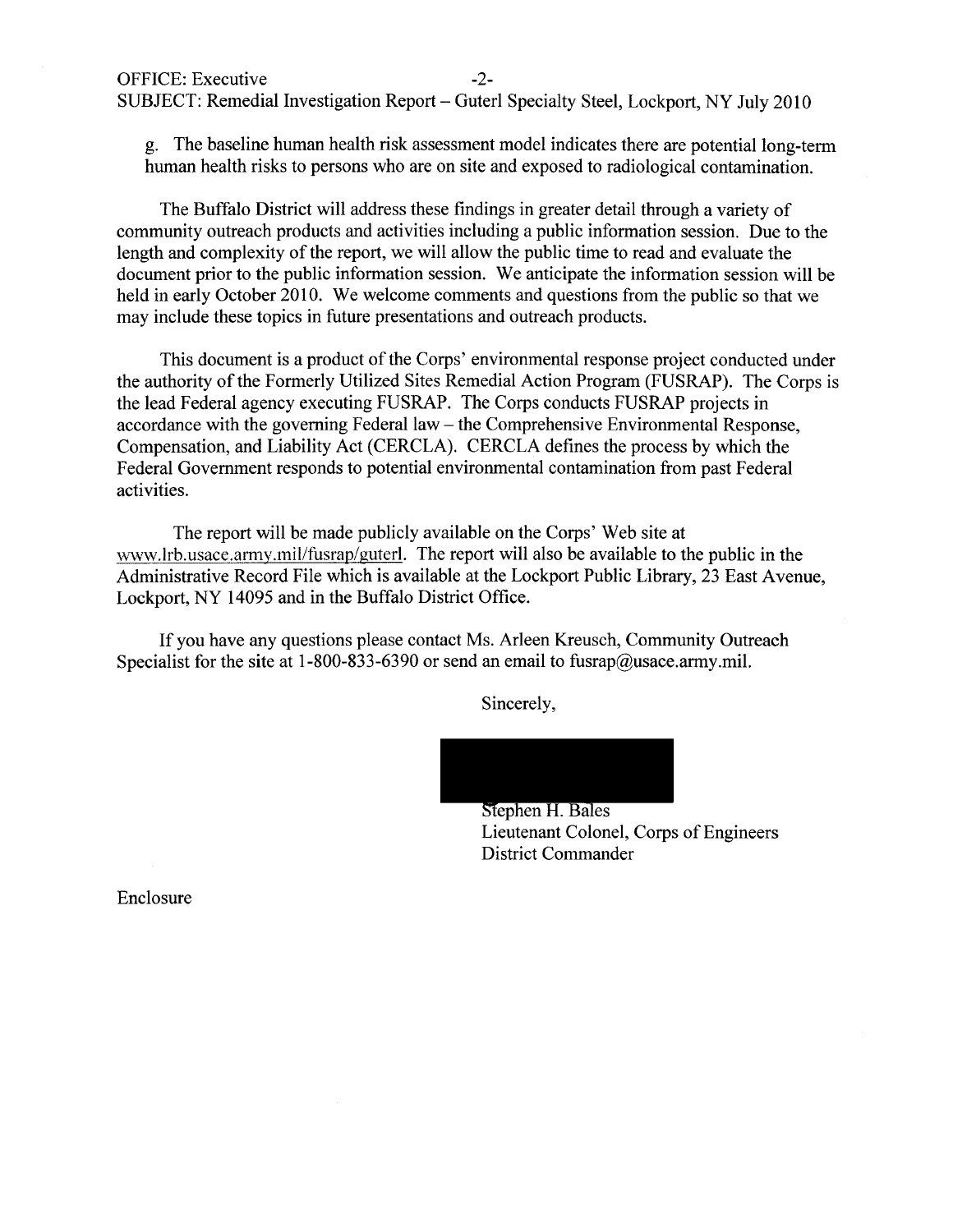g. The baseline human health risk assessment model indicates there are potential long-term human health risks to persons who are on site and exposed to radiological contamination.

The Buffalo District will address these findings in greater detail through a variety of community outreach products and activities including a public information session. Due to the length and complexity of the report, we will allow the public time to read and evaluate the document prior to the public information session. We anticipate the information session will be held in early October 2010. We welcome comments and questions from the public so that we may include these topics in future presentations and outreach products.

This document is a product of the Corps' environmental response project conducted under the authority of the Formerly Utilized Sites Remedial Action Program (FUSRAP). The Corps is the lead Federal agency executing FUSRAP. The Corps conducts FUSRAP projects in accordance with the governing Federal law – the Comprehensive Environmental Response, Compensation, and Liability Act (CERCLA). CERCLA defines the process by which the Federal Government responds to potential environmental contamination from past Federal activities.

The report will be made publicly available on the Corps' Web site at www.lrb.usace.army.mil/fusrap/guterl. The report will also be available to the public in the Administrative Record File which is available at the Lockport Public Library, 23 East Avenue, Lockport, NY 14095 and in the Buffalo District Office.

If you have any questions please contact Ms. Arleen Kreusch, Community Outreach Specialist for the site at 1-800-833-6390 or send an email to fusrap@usace.army.mil.

Sincerely,

Stephen H. Bales
Lieutenant Colonel, Corps of Engineers
District Commander

Enclosure